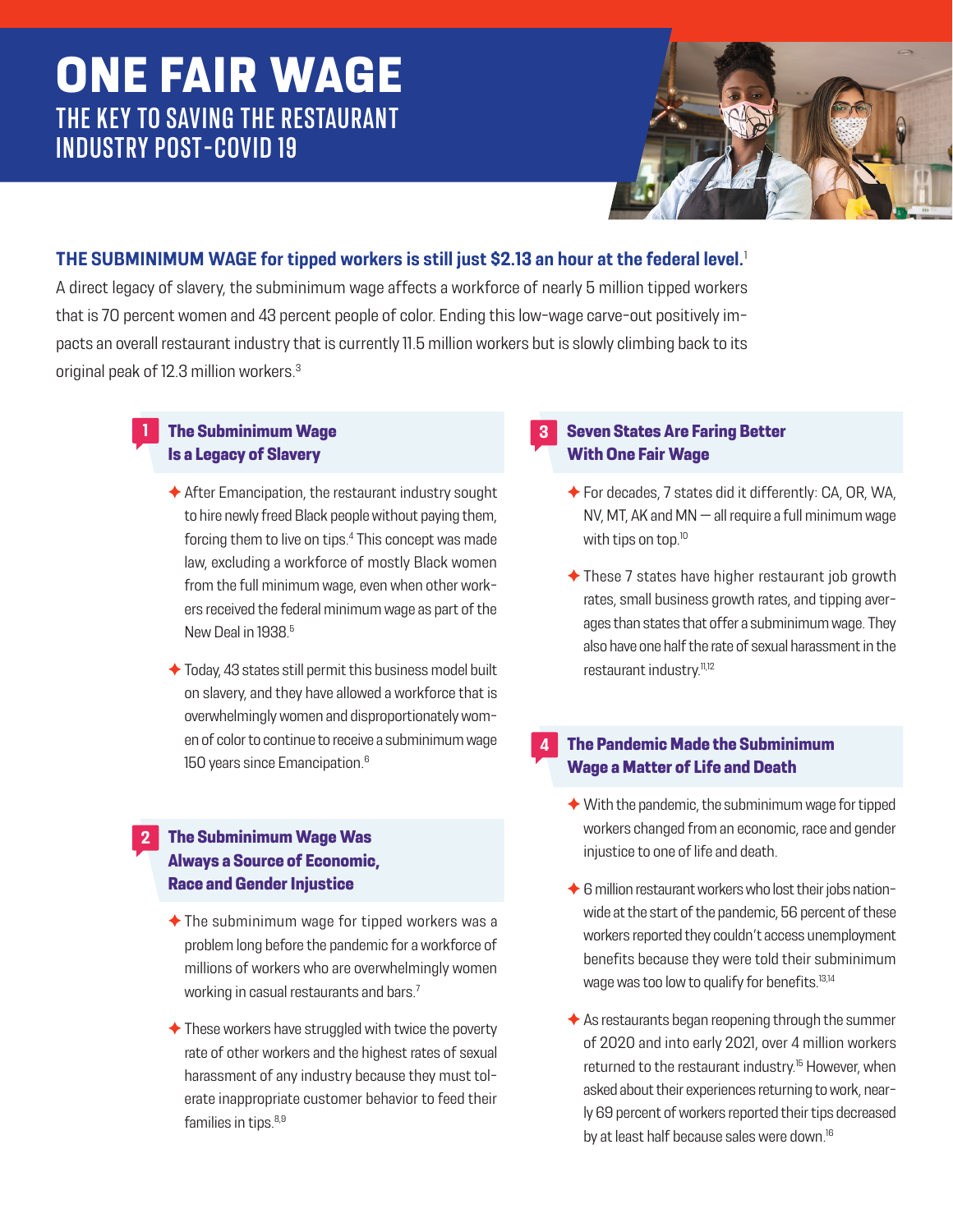# ONE FAIR WAGE

## THE KEY TO SAVING THE RESTAURANT INDUSTRY POST-COVID 19

**THE SUBMINIMUM WAGE for tipped workers is still just $2.13 an hour at the federal level.**[1] A direct legacy of slavery, the subminimum wage affects a workforce of nearly 5 million tipped workers that is 70 percent women and 43 percent people of color. Ending this low-wage carve-out positively impacts an overall restaurant industry that is currently 11.5 million workers but is slowly climbing back to its original peak of 12.3 million workers.[3]

### 1 The Subminimum Wage Is a Legacy of Slavery

- After Emancipation, the restaurant industry sought to hire newly freed Black people without paying them, forcing them to live on tips.[4] This concept was made law, excluding a workforce of mostly Black women from the full minimum wage, even when other workers received the federal minimum wage as part of the New Deal in 1938.[5]
- Today, 43 states still permit this business model built on slavery, and they have allowed a workforce that is overwhelmingly women and disproportionately women of color to continue to receive a subminimum wage 150 years since Emancipation.[6]

### 2 The Subminimum Wage Was Always a Source of Economic, Race and Gender Injustice

- The subminimum wage for tipped workers was a problem long before the pandemic for a workforce of millions of workers who are overwhelmingly women working in casual restaurants and bars.[7]
- These workers have struggled with twice the poverty rate of other workers and the highest rates of sexual harassment of any industry because they must tolerate inappropriate customer behavior to feed their families in tips.[8,9]

### 3 Seven States Are Faring Better With One Fair Wage

- For decades, 7 states did it differently: CA, OR, WA, NV, MT, AK and MN — all require a full minimum wage with tips on top.[10]
- These 7 states have higher restaurant job growth rates, small business growth rates, and tipping averages than states that offer a subminimum wage. They also have one half the rate of sexual harassment in the restaurant industry.[11,12]

### 4 The Pandemic Made the Subminimum Wage a Matter of Life and Death

- With the pandemic, the subminimum wage for tipped workers changed from an economic, race and gender injustice to one of life and death.
- 6 million restaurant workers who lost their jobs nationwide at the start of the pandemic, 56 percent of these workers reported they couldn't access unemployment benefits because they were told their subminimum wage was too low to qualify for benefits.[13,14]
- As restaurants began reopening through the summer of 2020 and into early 2021, over 4 million workers returned to the restaurant industry.[15] However, when asked about their experiences returning to work, nearly 69 percent of workers reported their tips decreased by at least half because sales were down.[16]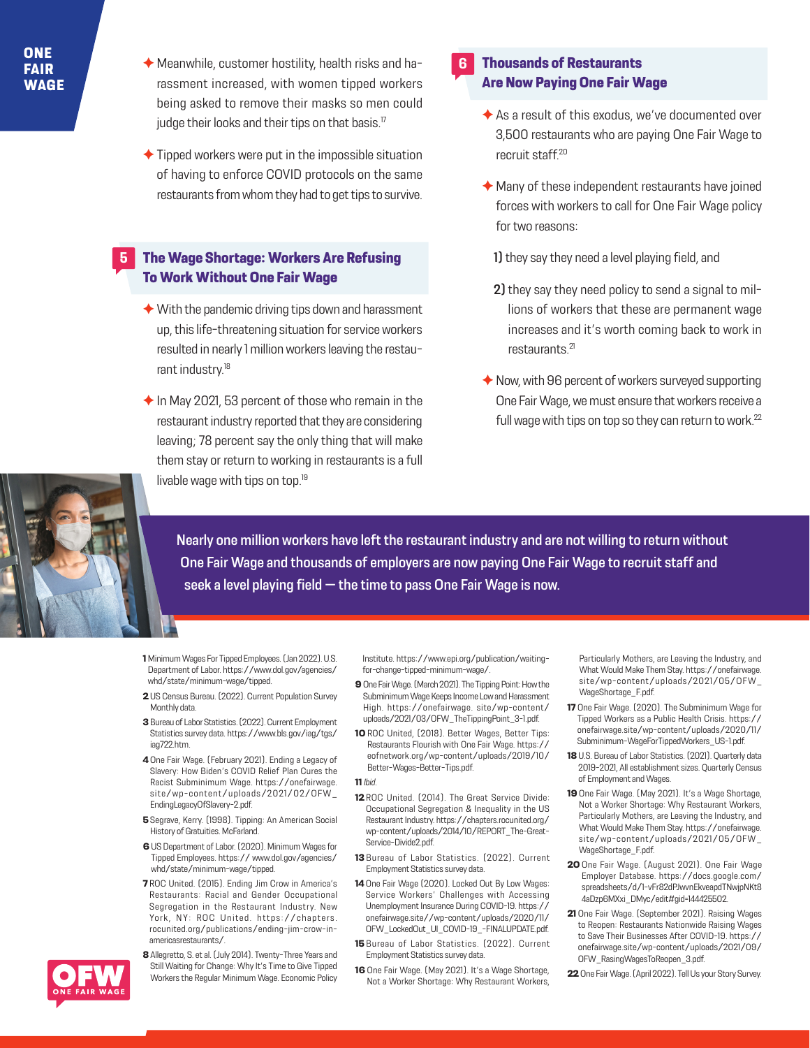- Meanwhile, customer hostility, health risks and harassment increased, with women tipped workers being asked to remove their masks so men could judge their looks and their tips on that basis.[17]

- Tipped workers were put in the impossible situation of having to enforce COVID protocols on the same restaurants from whom they had to get tips to survive.

## 5 The Wage Shortage: Workers Are Refusing To Work Without One Fair Wage

- With the pandemic driving tips down and harassment up, this life-threatening situation for service workers resulted in nearly 1 million workers leaving the restaurant industry.[18]

- In May 2021, 53 percent of those who remain in the restaurant industry reported that they are considering leaving; 78 percent say the only thing that will make them stay or return to working in restaurants is a full livable wage with tips on top.[19]

## 6 Thousands of Restaurants Are Now Paying One Fair Wage

- As a result of this exodus, we've documented over 3,500 restaurants who are paying One Fair Wage to recruit staff.[20]

- Many of these independent restaurants have joined forces with workers to call for One Fair Wage policy for two reasons:

  **1)** they say they need a level playing field, and

  **2)** they say they need policy to send a signal to millions of workers that these are permanent wage increases and it's worth coming back to work in restaurants.[21]

- Now, with 96 percent of workers surveyed supporting One Fair Wage, we must ensure that workers receive a full wage with tips on top so they can return to work.[22]

**Nearly one million workers have left the restaurant industry and are not willing to return without One Fair Wage and thousands of employers are now paying One Fair Wage to recruit staff and seek a level playing field — the time to pass One Fair Wage is now.**

**1** Minimum Wages For Tipped Employees. (Jan 2022). U.S. Department of Labor. https://www.dol.gov/agencies/whd/state/minimum-wage/tipped.

**2** US Census Bureau. (2022). Current Population Survey Monthly data.

**3** Bureau of Labor Statistics. (2022). Current Employment Statistics survey data. https://www.bls.gov/iag/tgs/iag722.htm.

**4** One Fair Wage. (February 2021). Ending a Legacy of Slavery: How Biden's COVID Relief Plan Cures the Racist Subminimum Wage. https://onefairwage.site/wp-content/uploads/2021/02/OFW_EndingLegacyOfSlavery-2.pdf.

**5** Segrave, Kerry. (1998). Tipping: An American Social History of Gratuities. McFarland.

**6** US Department of Labor. (2020). Minimum Wages for Tipped Employees. https:// www.dol.gov/agencies/whd/state/minimum-wage/tipped.

**7** ROC United. (2015). Ending Jim Crow in America's Restaurants: Racial and Gender Occupational Segregation in the Restaurant Industry. New York, NY: ROC United. https://chapters.rocunited.org/publications/ending-jim-crow-in-americasrestaurants/.

**8** Allegretto, S. et al. (July 2014). Twenty-Three Years and Still Waiting for Change: Why It's Time to Give Tipped Workers the Regular Minimum Wage. Economic Policy Institute. https://www.epi.org/publication/waiting-for-change-tipped-minimum-wage/.

**9** One Fair Wage. (March 2021). The Tipping Point: How the Subminimum Wage Keeps Income Low and Harassment High. https://onefairwage.site/wp-content/uploads/2021/03/OFW_TheTippingPoint_3-1.pdf.

**10** ROC United, (2018). Better Wages, Better Tips: Restaurants Flourish with One Fair Wage. https://eofnetwork.org/wp-content/uploads/2019/10/Better-Wages-Better-Tips.pdf.

**11** *Ibid.*

**12** ROC United. (2014). The Great Service Divide: Occupational Segregation & Inequality in the US Restaurant Industry. https://chapters.rocunited.org/wp-content/uploads/2014/10/REPORT_The-Great-Service-Divide2.pdf.

**13** Bureau of Labor Statistics. (2022). Current Employment Statistics survey data.

**14** One Fair Wage (2020). Locked Out By Low Wages: Service Workers' Challenges with Accessing Unemployment Insurance During COVID-19. https://onefairwage.site/wp-content/uploads/2020/11/OFW_LockedOut_UI_COVID-19_-FINALUPDATE.pdf.

**15** Bureau of Labor Statistics. (2022). Current Employment Statistics survey data.

**16** One Fair Wage. (May 2021). It's a Wage Shortage, Not a Worker Shortage: Why Restaurant Workers, Particularly Mothers, are Leaving the Industry, and What Would Make Them Stay. https://onefairwage.site/wp-content/uploads/2021/05/OFW_WageShortage_F.pdf.

**17** One Fair Wage. (2020). The Subminimum Wage for Tipped Workers as a Public Health Crisis. https://onefairwage.site/wp-content/uploads/2020/11/Subminimum-WageForTippedWorkers_US-1.pdf.

**18** U.S. Bureau of Labor Statistics. (2021). Quarterly data 2019-2021, All establishment sizes. Quarterly Census of Employment and Wages.

**19** One Fair Wage. (May 2021). It's a Wage Shortage, Not a Worker Shortage: Why Restaurant Workers, Particularly Mothers, are Leaving the Industry, and What Would Make Them Stay. https://onefairwage.site/wp-content/uploads/2021/05/OFW_WageShortage_F.pdf.

**20** One Fair Wage. (August 2021). One Fair Wage Employer Database. https://docs.google.com/spreadsheets/d/1-vFr82dPJwvnEkveapdTNwjpNKt84aDzp6MXxi_DMyc/edit#gid=144425502.

**21** One Fair Wage. (September 2021). Raising Wages to Reopen: Restaurants Nationwide Raising Wages to Save Their Businesses After COVID-19. https://onefairwage.site/wp-content/uploads/2021/09/OFW_RaisingWagesToReopen_3.pdf.

**22** One Fair Wage. (April 2022). Tell Us your Story Survey.